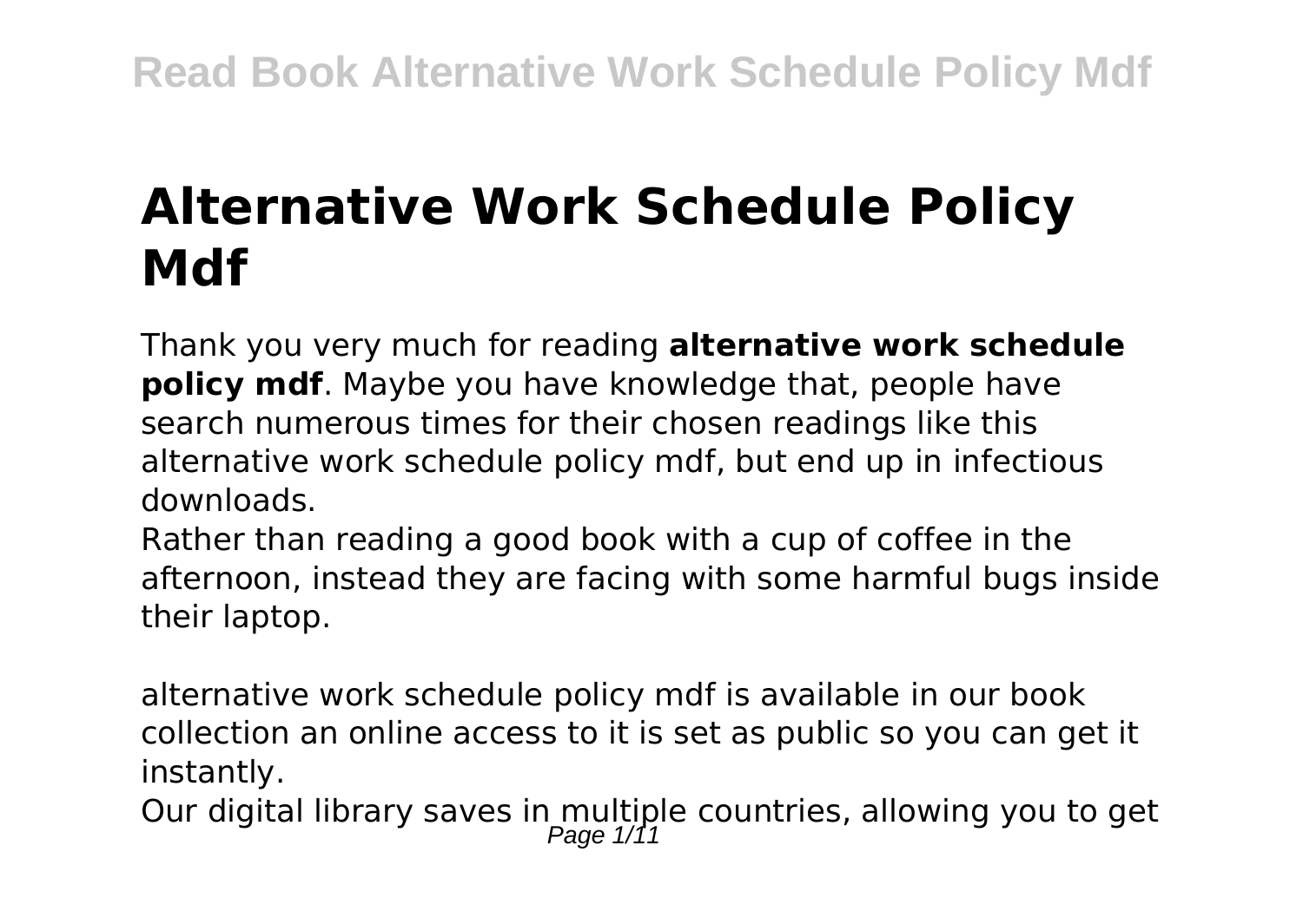# Alternative Work Schedule Policy Mdf

Thank you very much for reading **alternative work schedule policy mdf**. Maybe you have knowledge that, people have search numerous times for their chosen readings like this alternative work schedule policy mdf, but end up in infectious downloads.

Rather than reading a good book with a cup of coffee in the afternoon, instead they are facing with some harmful bugs inside their laptop.

alternative work schedule policy mdf is available in our book collection an online access to it is set as public so you can get it instantly.

Our digital library saves in multiple countries, allowing you to get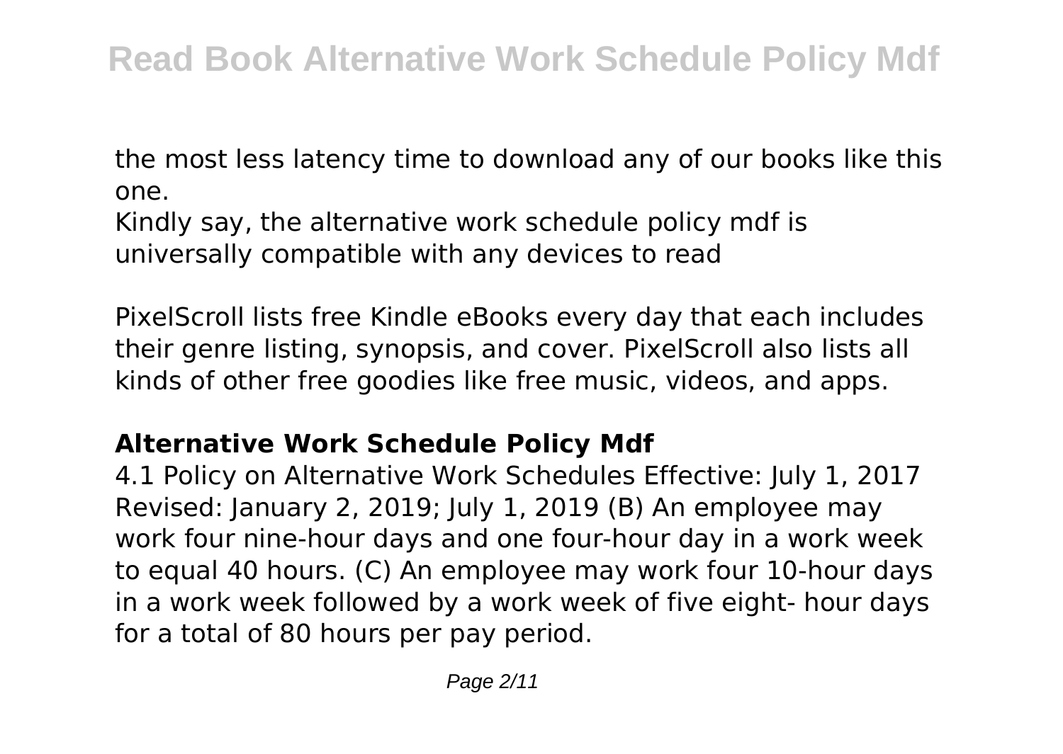the most less latency time to download any of our books like this one.

Kindly say, the alternative work schedule policy mdf is universally compatible with any devices to read

PixelScroll lists free Kindle eBooks every day that each includes their genre listing, synopsis, and cover. PixelScroll also lists all kinds of other free goodies like free music, videos, and apps.

### Alternative Work Schedule Policy Mdf

4.1 Policy on Alternative Work Schedules Effective: July 1, 2017 Revised: January 2, 2019; July 1, 2019 (B) An employee may work four nine-hour days and one four-hour day in a work week to equal 40 hours. (C) An employee may work four 10-hour days in a work week followed by a work week of five eight- hour days for a total of 80 hours per pay period.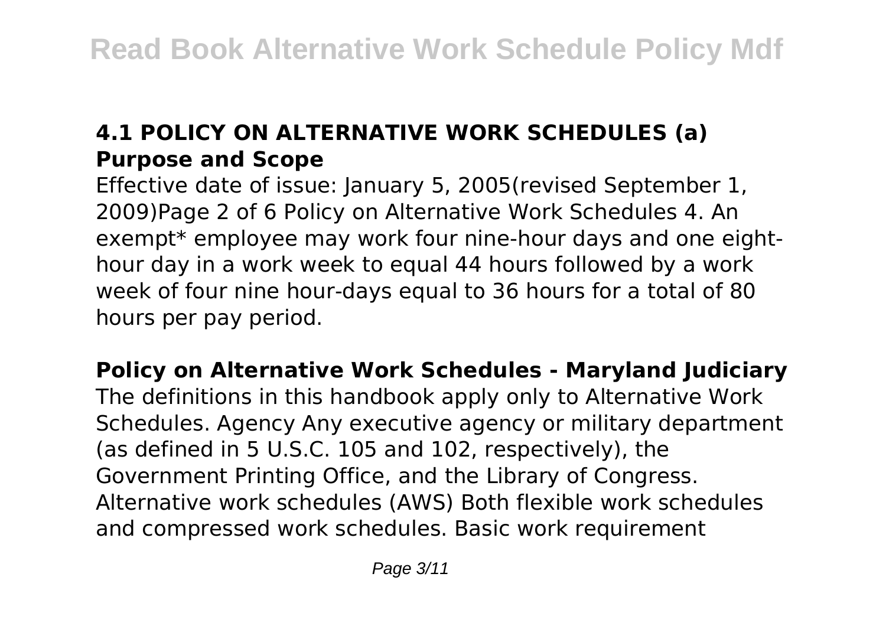## 4.1 POLICY ON ALTERNATIVE WORK SCHEDULES (a) Purpose and Scope

Effective date of issue: January 5, 2005(revised September 1, 2009)Page 2 of 6 Policy on Alternative Work Schedules 4. An exempt* employee may work four nine-hour days and one eight-hour day in a work week to equal 44 hours followed by a work week of four nine hour-days equal to 36 hours for a total of 80 hours per pay period.

## Policy on Alternative Work Schedules - Maryland Judiciary

The definitions in this handbook apply only to Alternative Work Schedules. Agency Any executive agency or military department (as defined in 5 U.S.C. 105 and 102, respectively), the Government Printing Office, and the Library of Congress. Alternative work schedules (AWS) Both flexible work schedules and compressed work schedules. Basic work requirement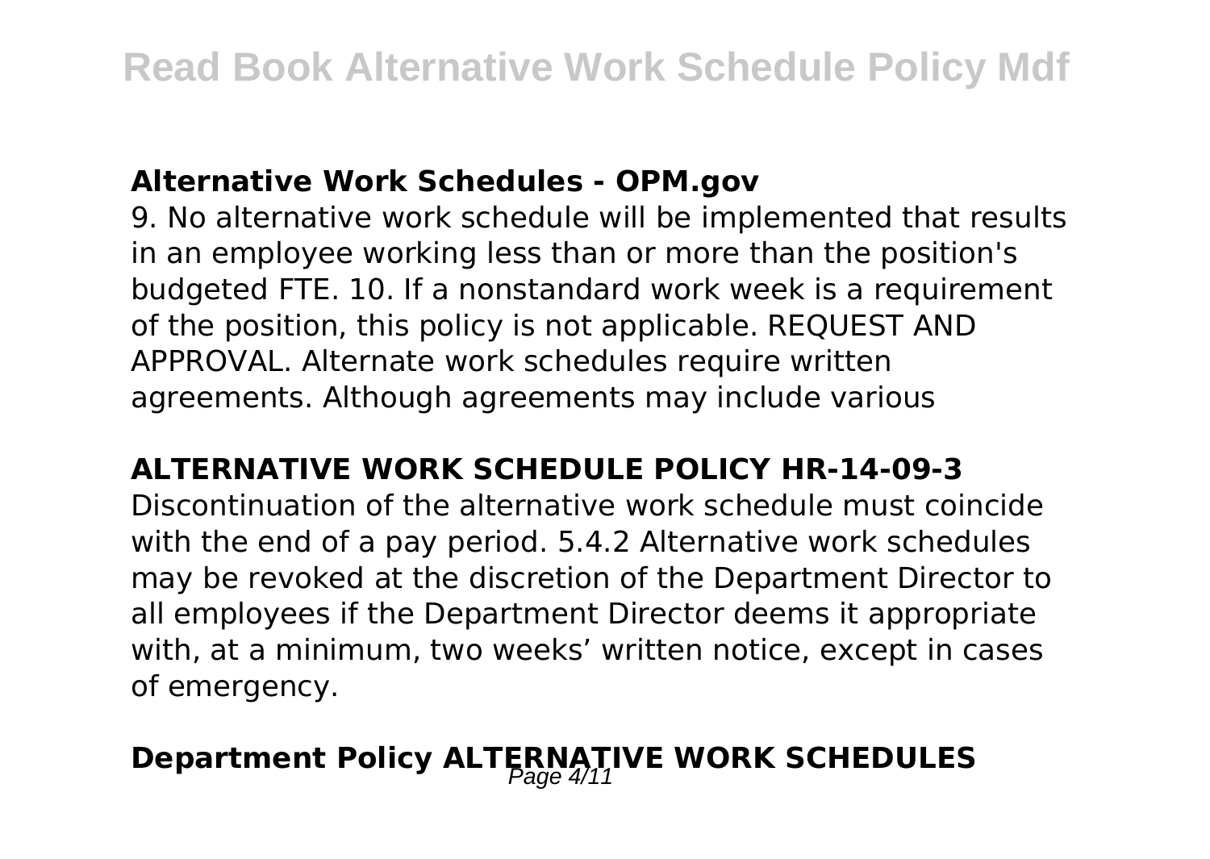## Alternative Work Schedules - OPM.gov

9. No alternative work schedule will be implemented that results in an employee working less than or more than the position's budgeted FTE. 10. If a nonstandard work week is a requirement of the position, this policy is not applicable. REQUEST AND APPROVAL. Alternate work schedules require written agreements. Although agreements may include various

## ALTERNATIVE WORK SCHEDULE POLICY HR-14-09-3

Discontinuation of the alternative work schedule must coincide with the end of a pay period. 5.4.2 Alternative work schedules may be revoked at the discretion of the Department Director to all employees if the Department Director deems it appropriate with, at a minimum, two weeks' written notice, except in cases of emergency.

## Department Policy ALTERNATIVE WORK SCHEDULES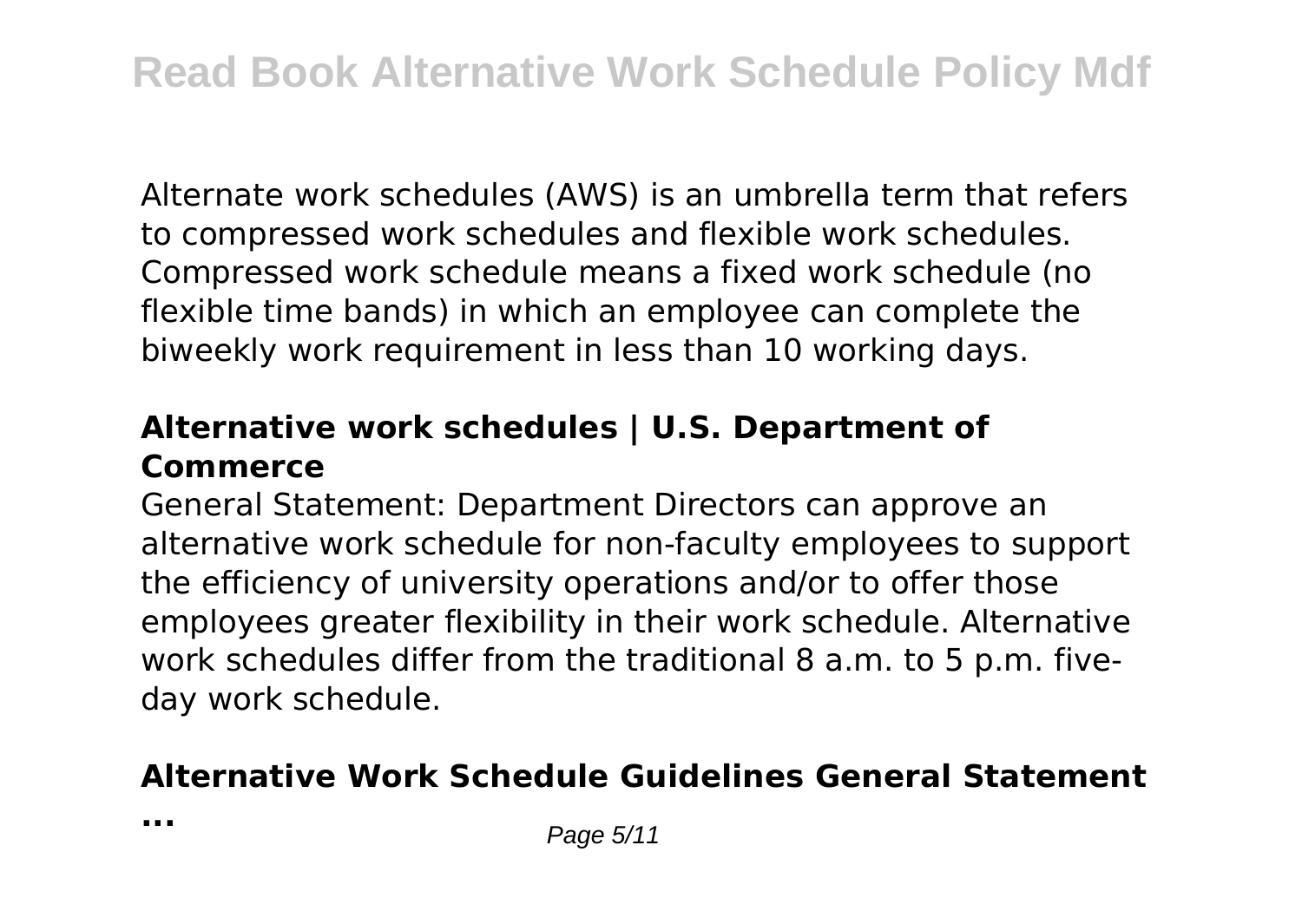Alternate work schedules (AWS) is an umbrella term that refers to compressed work schedules and flexible work schedules. Compressed work schedule means a fixed work schedule (no flexible time bands) in which an employee can complete the biweekly work requirement in less than 10 working days.

### Alternative work schedules | U.S. Department of Commerce

General Statement: Department Directors can approve an alternative work schedule for non-faculty employees to support the efficiency of university operations and/or to offer those employees greater flexibility in their work schedule. Alternative work schedules differ from the traditional 8 a.m. to 5 p.m. five-day work schedule.

### Alternative Work Schedule Guidelines General Statement ...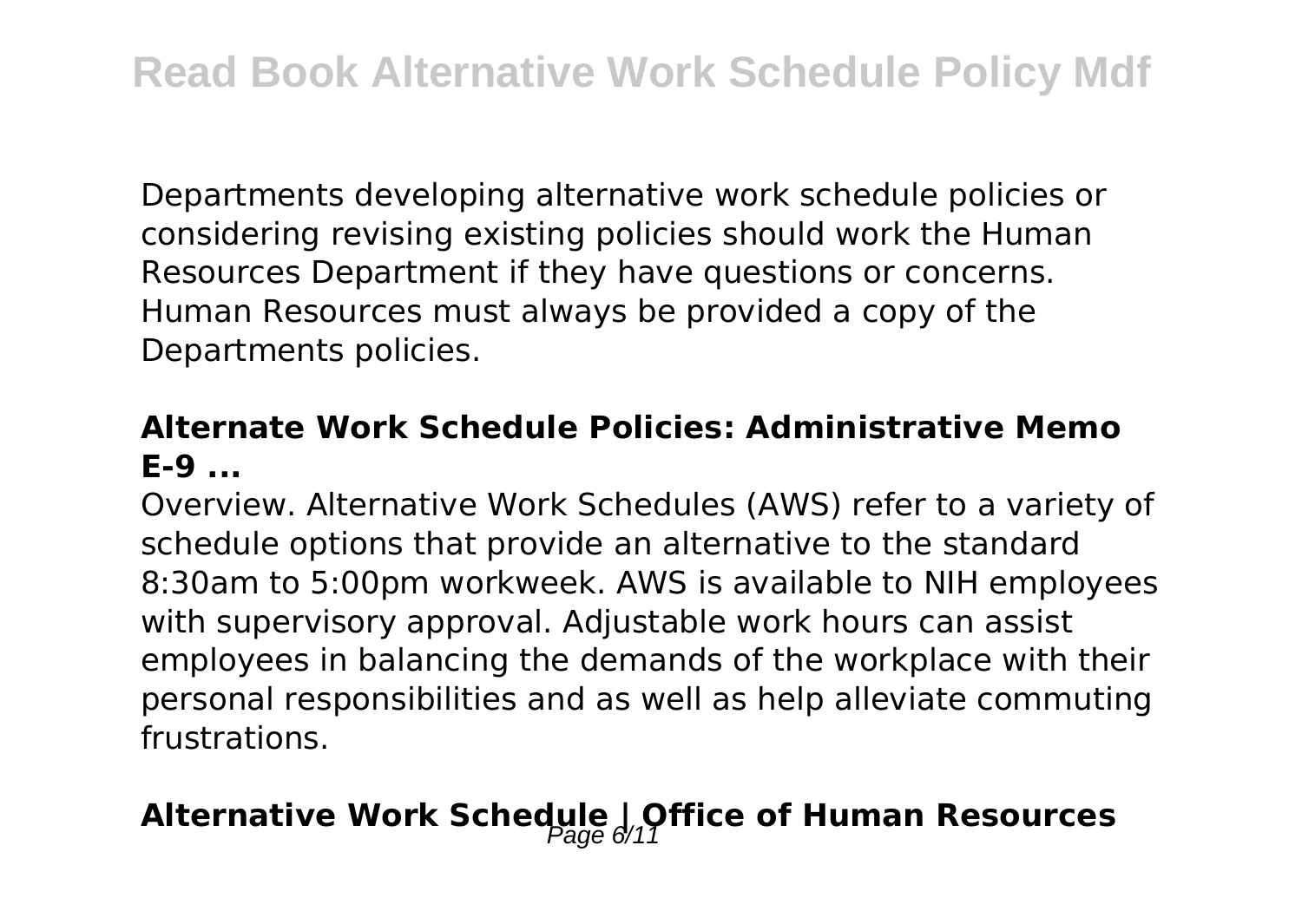Departments developing alternative work schedule policies or considering revising existing policies should work the Human Resources Department if they have questions or concerns. Human Resources must always be provided a copy of the Departments policies.

### Alternate Work Schedule Policies: Administrative Memo E-9 ...

Overview. Alternative Work Schedules (AWS) refer to a variety of schedule options that provide an alternative to the standard 8:30am to 5:00pm workweek. AWS is available to NIH employees with supervisory approval. Adjustable work hours can assist employees in balancing the demands of the workplace with their personal responsibilities and as well as help alleviate commuting frustrations.

### Alternative Work Schedule | Office of Human Resources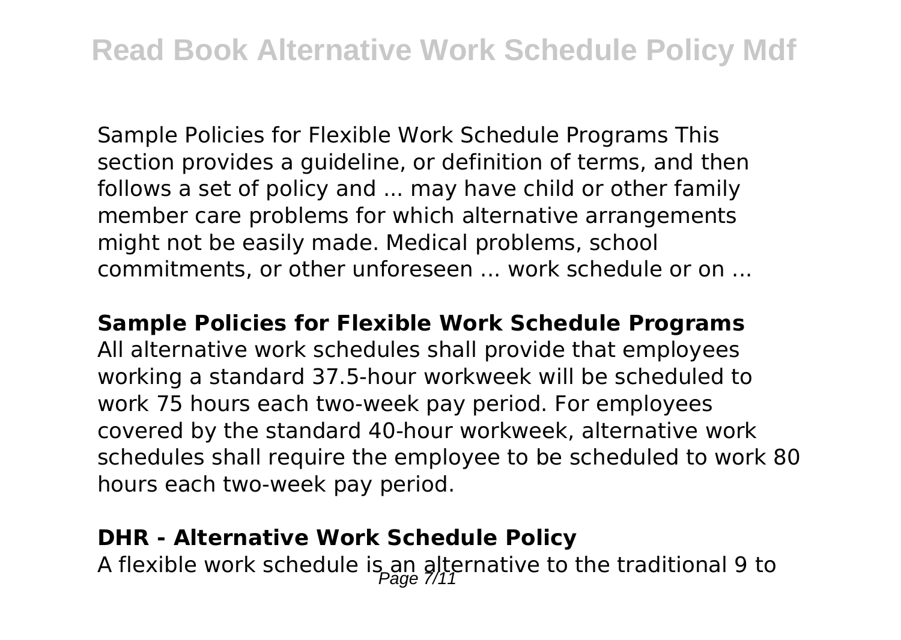Sample Policies for Flexible Work Schedule Programs This section provides a guideline, or definition of terms, and then follows a set of policy and ... may have child or other family member care problems for which alternative arrangements might not be easily made. Medical problems, school commitments, or other unforeseen ... work schedule or on ...

**Sample Policies for Flexible Work Schedule Programs**

All alternative work schedules shall provide that employees working a standard 37.5-hour workweek will be scheduled to work 75 hours each two-week pay period. For employees covered by the standard 40-hour workweek, alternative work schedules shall require the employee to be scheduled to work 80 hours each two-week pay period.

**DHR - Alternative Work Schedule Policy**

A flexible work schedule is an alternative to the traditional 9 to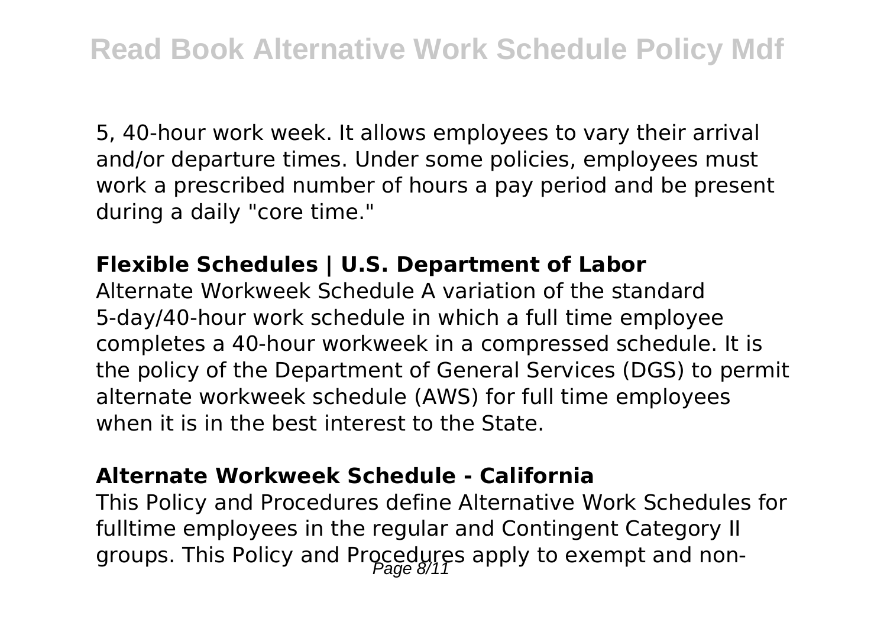5, 40-hour work week. It allows employees to vary their arrival and/or departure times. Under some policies, employees must work a prescribed number of hours a pay period and be present during a daily "core time."

**Flexible Schedules | U.S. Department of Labor**

Alternate Workweek Schedule A variation of the standard 5-day/40-hour work schedule in which a full time employee completes a 40-hour workweek in a compressed schedule. It is the policy of the Department of General Services (DGS) to permit alternate workweek schedule (AWS) for full time employees when it is in the best interest to the State.

**Alternate Workweek Schedule - California**

This Policy and Procedures define Alternative Work Schedules for fulltime employees in the regular and Contingent Category II groups. This Policy and Procedures apply to exempt and non-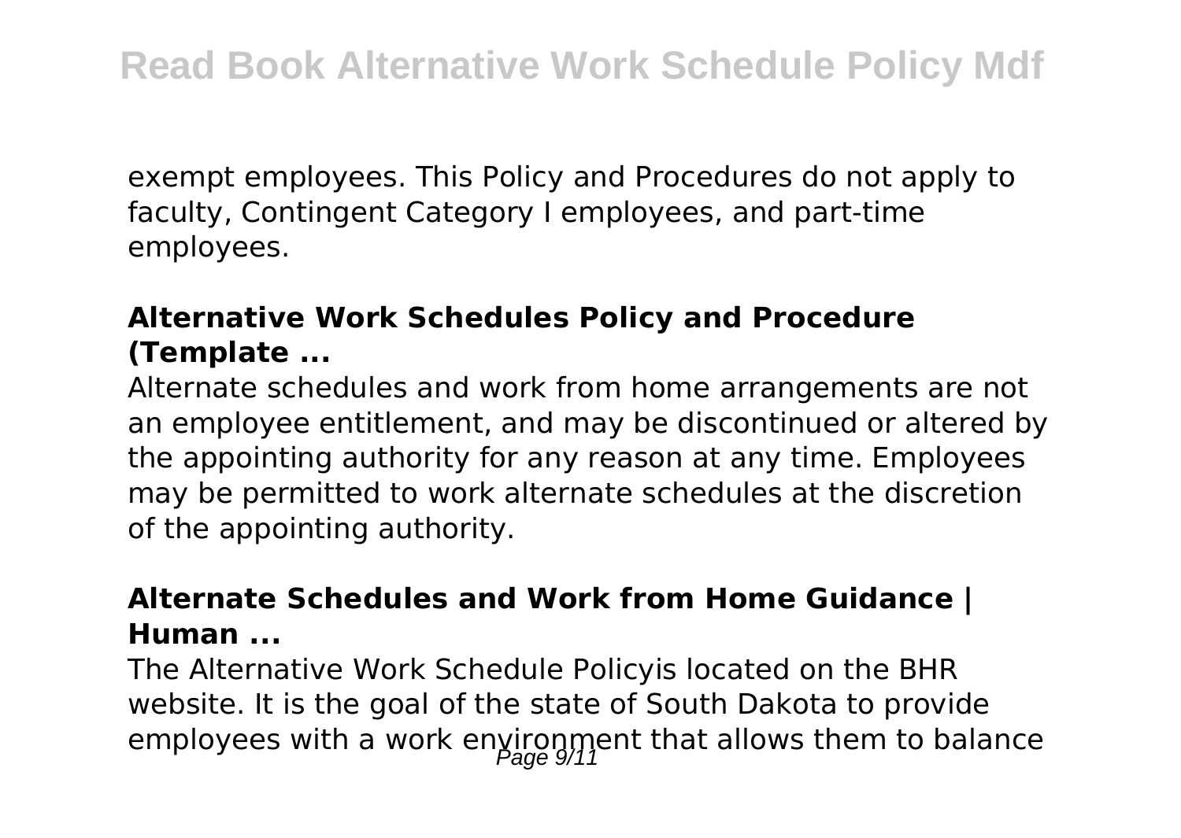exempt employees. This Policy and Procedures do not apply to faculty, Contingent Category I employees, and part-time employees.

**Alternative Work Schedules Policy and Procedure (Template ...**

Alternate schedules and work from home arrangements are not an employee entitlement, and may be discontinued or altered by the appointing authority for any reason at any time. Employees may be permitted to work alternate schedules at the discretion of the appointing authority.

**Alternate Schedules and Work from Home Guidance | Human ...**

The Alternative Work Schedule Policyis located on the BHR website. It is the goal of the state of South Dakota to provide employees with a work environment that allows them to balance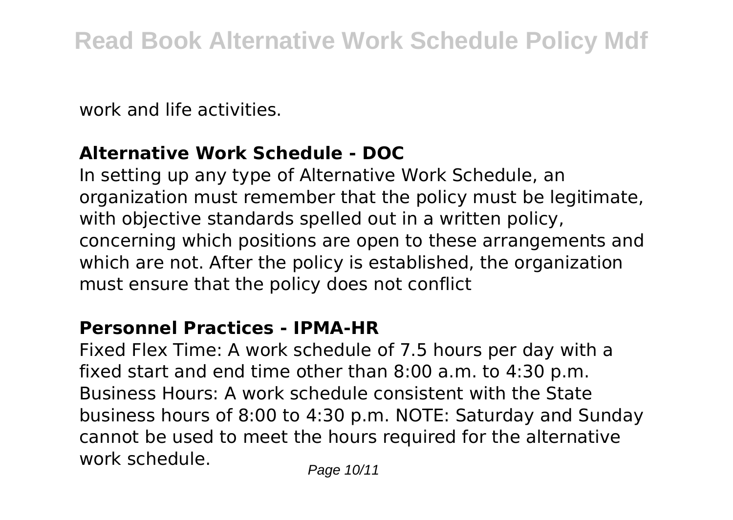work and life activities.

### Alternative Work Schedule - DOC

In setting up any type of Alternative Work Schedule, an organization must remember that the policy must be legitimate, with objective standards spelled out in a written policy, concerning which positions are open to these arrangements and which are not. After the policy is established, the organization must ensure that the policy does not conflict

### Personnel Practices - IPMA-HR

Fixed Flex Time: A work schedule of 7.5 hours per day with a fixed start and end time other than 8:00 a.m. to 4:30 p.m. Business Hours: A work schedule consistent with the State business hours of 8:00 to 4:30 p.m. NOTE: Saturday and Sunday cannot be used to meet the hours required for the alternative work schedule.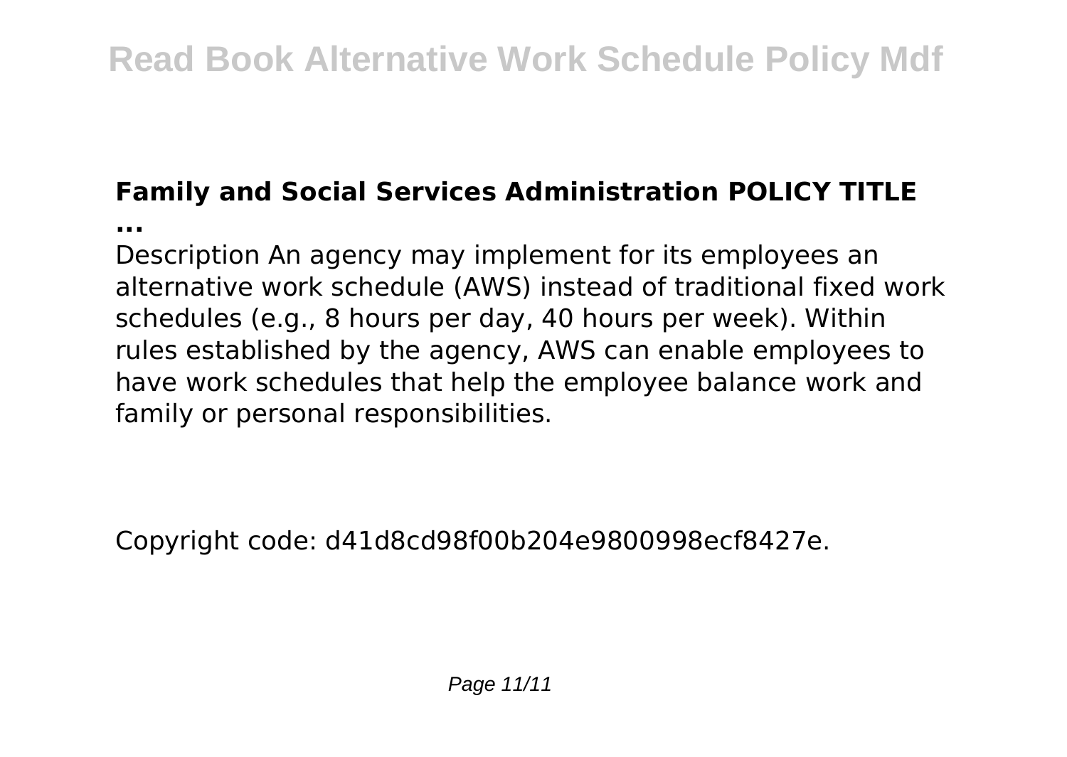## Family and Social Services Administration POLICY TITLE ...

Description An agency may implement for its employees an alternative work schedule (AWS) instead of traditional fixed work schedules (e.g., 8 hours per day, 40 hours per week). Within rules established by the agency, AWS can enable employees to have work schedules that help the employee balance work and family or personal responsibilities.

Copyright code: d41d8cd98f00b204e9800998ecf8427e.